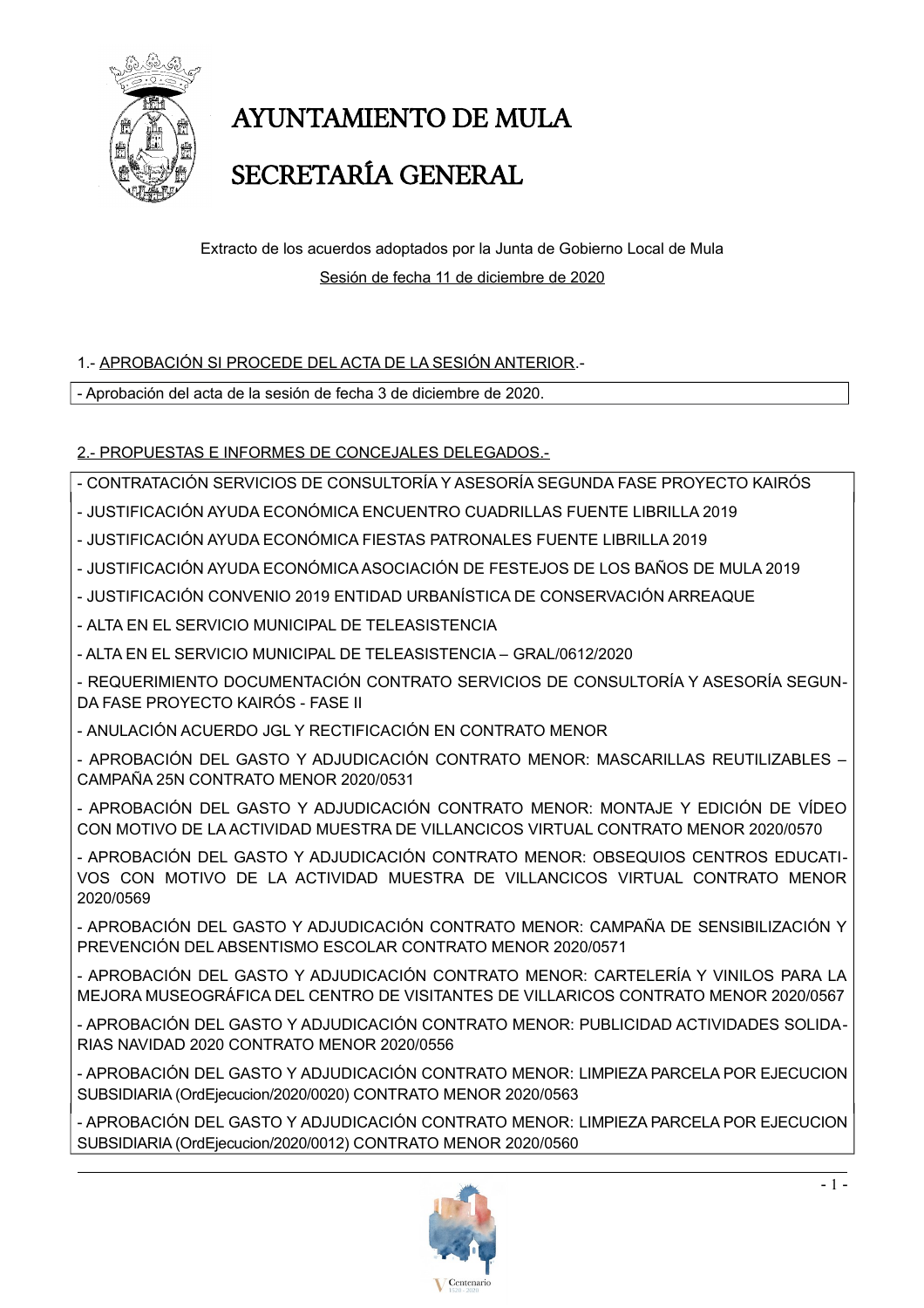# AYUNTAMIENTO DE MULA

# SECRETARÍA GENERAL

Extracto de los acuerdos adoptados por la Junta de Gobierno Local de Mula

Sesión de fecha 11 de diciembre de 2020

1.- APROBACIÓN SI PROCEDE DEL ACTA DE LA SESIÓN ANTERIOR.-

- Aprobación del acta de la sesión de fecha 3 de diciembre de 2020.

2.- PROPUESTAS E INFORMES DE CONCEJALES DELEGADOS.-

- CONTRATACIÓN SERVICIOS DE CONSULTORÍA Y ASESORÍA SEGUNDA FASE PROYECTO KAIRÓS
- JUSTIFICACIÓN AYUDA ECONÓMICA ENCUENTRO CUADRILLAS FUENTE LIBRILLA 2019
- JUSTIFICACIÓN AYUDA ECONÓMICA FIESTAS PATRONALES FUENTE LIBRILLA 2019
- JUSTIFICACIÓN AYUDA ECONÓMICA ASOCIACIÓN DE FESTEJOS DE LOS BAÑOS DE MULA 2019
- JUSTIFICACIÓN CONVENIO 2019 ENTIDAD URBANÍSTICA DE CONSERVACIÓN ARREAQUE
- ALTA EN EL SERVICIO MUNICIPAL DE TELEASISTENCIA
- ALTA EN EL SERVICIO MUNICIPAL DE TELEASISTENCIA – GRAL/0612/2020
- REQUERIMIENTO DOCUMENTACIÓN CONTRATO SERVICIOS DE CONSULTORÍA Y ASESORÍA SEGUNDA FASE PROYECTO KAIRÓS - FASE II
- ANULACIÓN ACUERDO JGL Y RECTIFICACIÓN EN CONTRATO MENOR
- APROBACIÓN DEL GASTO Y ADJUDICACIÓN CONTRATO MENOR: MASCARILLAS REUTILIZABLES – CAMPAÑA 25N CONTRATO MENOR 2020/0531
- APROBACIÓN DEL GASTO Y ADJUDICACIÓN CONTRATO MENOR: MONTAJE Y EDICIÓN DE VÍDEO CON MOTIVO DE LA ACTIVIDAD MUESTRA DE VILLANCICOS VIRTUAL CONTRATO MENOR 2020/0570
- APROBACIÓN DEL GASTO Y ADJUDICACIÓN CONTRATO MENOR: OBSEQUIOS CENTROS EDUCATIVOS CON MOTIVO DE LA ACTIVIDAD MUESTRA DE VILLANCICOS VIRTUAL CONTRATO MENOR 2020/0569
- APROBACIÓN DEL GASTO Y ADJUDICACIÓN CONTRATO MENOR: CAMPAÑA DE SENSIBILIZACIÓN Y PREVENCIÓN DEL ABSENTISMO ESCOLAR CONTRATO MENOR 2020/0571
- APROBACIÓN DEL GASTO Y ADJUDICACIÓN CONTRATO MENOR: CARTELERÍA Y VINILOS PARA LA MEJORA MUSEOGRÁFICA DEL CENTRO DE VISITANTES DE VILLARICOS CONTRATO MENOR 2020/0567
- APROBACIÓN DEL GASTO Y ADJUDICACIÓN CONTRATO MENOR: PUBLICIDAD ACTIVIDADES SOLIDARIAS NAVIDAD 2020 CONTRATO MENOR 2020/0556
- APROBACIÓN DEL GASTO Y ADJUDICACIÓN CONTRATO MENOR: LIMPIEZA PARCELA POR EJECUCION SUBSIDIARIA (OrdEjecucion/2020/0020) CONTRATO MENOR 2020/0563
- APROBACIÓN DEL GASTO Y ADJUDICACIÓN CONTRATO MENOR: LIMPIEZA PARCELA POR EJECUCION SUBSIDIARIA (OrdEjecucion/2020/0012) CONTRATO MENOR 2020/0560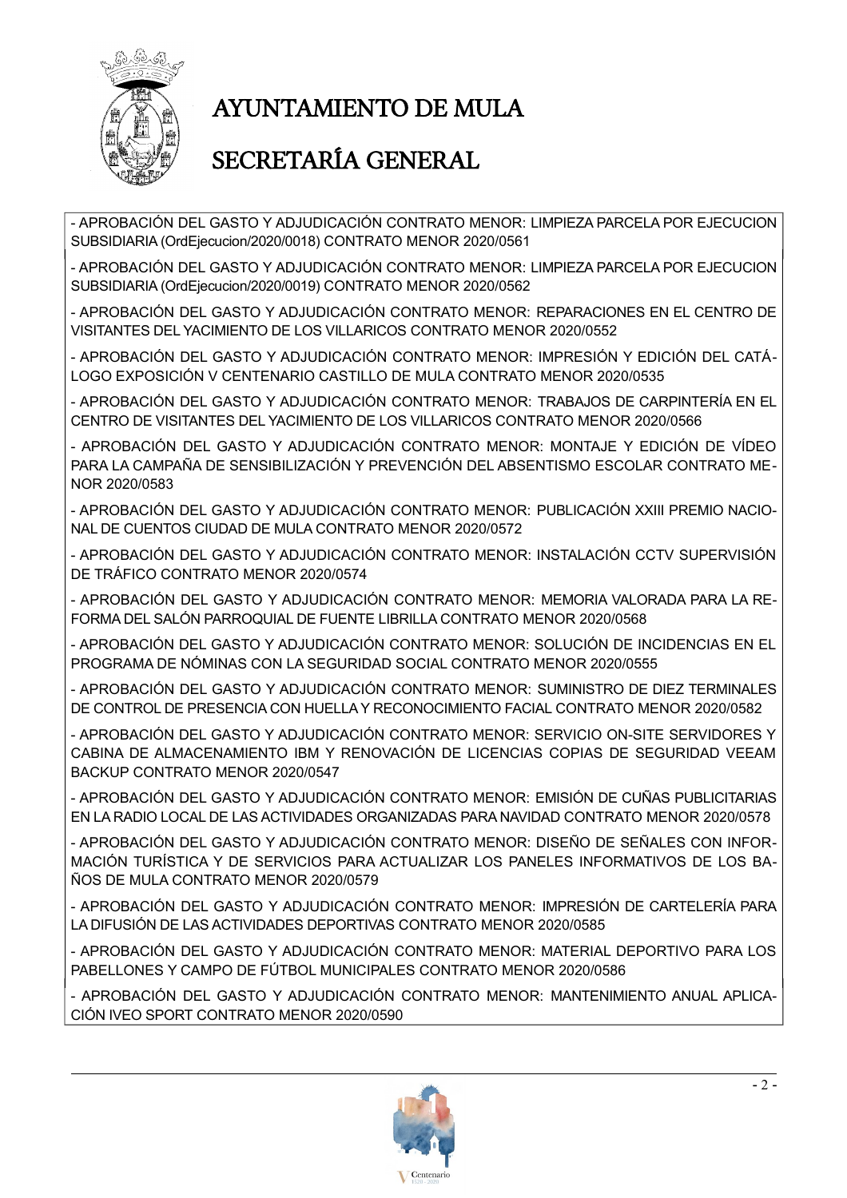- APROBACIÓN DEL GASTO Y ADJUDICACIÓN CONTRATO MENOR: LIMPIEZA PARCELA POR EJECUCION SUBSIDIARIA (OrdEjecucion/2020/0018) CONTRATO MENOR 2020/0561

- APROBACIÓN DEL GASTO Y ADJUDICACIÓN CONTRATO MENOR: LIMPIEZA PARCELA POR EJECUCION SUBSIDIARIA (OrdEjecucion/2020/0019) CONTRATO MENOR 2020/0562

- APROBACIÓN DEL GASTO Y ADJUDICACIÓN CONTRATO MENOR: REPARACIONES EN EL CENTRO DE VISITANTES DEL YACIMIENTO DE LOS VILLARICOS CONTRATO MENOR 2020/0552

- APROBACIÓN DEL GASTO Y ADJUDICACIÓN CONTRATO MENOR: IMPRESIÓN Y EDICIÓN DEL CATÁLOGO EXPOSICIÓN V CENTENARIO CASTILLO DE MULA CONTRATO MENOR 2020/0535

- APROBACIÓN DEL GASTO Y ADJUDICACIÓN CONTRATO MENOR: TRABAJOS DE CARPINTERÍA EN EL CENTRO DE VISITANTES DEL YACIMIENTO DE LOS VILLARICOS CONTRATO MENOR 2020/0566

- APROBACIÓN DEL GASTO Y ADJUDICACIÓN CONTRATO MENOR: MONTAJE Y EDICIÓN DE VÍDEO PARA LA CAMPAÑA DE SENSIBILIZACIÓN Y PREVENCIÓN DEL ABSENTISMO ESCOLAR CONTRATO MENOR 2020/0583

- APROBACIÓN DEL GASTO Y ADJUDICACIÓN CONTRATO MENOR: PUBLICACIÓN XXIII PREMIO NACIONAL DE CUENTOS CIUDAD DE MULA CONTRATO MENOR 2020/0572

- APROBACIÓN DEL GASTO Y ADJUDICACIÓN CONTRATO MENOR: INSTALACIÓN CCTV SUPERVISIÓN DE TRÁFICO CONTRATO MENOR 2020/0574

- APROBACIÓN DEL GASTO Y ADJUDICACIÓN CONTRATO MENOR: MEMORIA VALORADA PARA LA REFORMA DEL SALÓN PARROQUIAL DE FUENTE LIBRILLA CONTRATO MENOR 2020/0568

- APROBACIÓN DEL GASTO Y ADJUDICACIÓN CONTRATO MENOR: SOLUCIÓN DE INCIDENCIAS EN EL PROGRAMA DE NÓMINAS CON LA SEGURIDAD SOCIAL CONTRATO MENOR 2020/0555

- APROBACIÓN DEL GASTO Y ADJUDICACIÓN CONTRATO MENOR: SUMINISTRO DE DIEZ TERMINALES DE CONTROL DE PRESENCIA CON HUELLA Y RECONOCIMIENTO FACIAL CONTRATO MENOR 2020/0582

- APROBACIÓN DEL GASTO Y ADJUDICACIÓN CONTRATO MENOR: SERVICIO ON-SITE SERVIDORES Y CABINA DE ALMACENAMIENTO IBM Y RENOVACIÓN DE LICENCIAS COPIAS DE SEGURIDAD VEEAM BACKUP CONTRATO MENOR 2020/0547

- APROBACIÓN DEL GASTO Y ADJUDICACIÓN CONTRATO MENOR: EMISIÓN DE CUÑAS PUBLICITARIAS EN LA RADIO LOCAL DE LAS ACTIVIDADES ORGANIZADAS PARA NAVIDAD CONTRATO MENOR 2020/0578

- APROBACIÓN DEL GASTO Y ADJUDICACIÓN CONTRATO MENOR: DISEÑO DE SEÑALES CON INFORMACIÓN TURÍSTICA Y DE SERVICIOS PARA ACTUALIZAR LOS PANELES INFORMATIVOS DE LOS BAÑOS DE MULA CONTRATO MENOR 2020/0579

- APROBACIÓN DEL GASTO Y ADJUDICACIÓN CONTRATO MENOR: IMPRESIÓN DE CARTELERÍA PARA LA DIFUSIÓN DE LAS ACTIVIDADES DEPORTIVAS CONTRATO MENOR 2020/0585

- APROBACIÓN DEL GASTO Y ADJUDICACIÓN CONTRATO MENOR: MATERIAL DEPORTIVO PARA LOS PABELLONES Y CAMPO DE FÚTBOL MUNICIPALES CONTRATO MENOR 2020/0586

- APROBACIÓN DEL GASTO Y ADJUDICACIÓN CONTRATO MENOR: MANTENIMIENTO ANUAL APLICACIÓN IVEO SPORT CONTRATO MENOR 2020/0590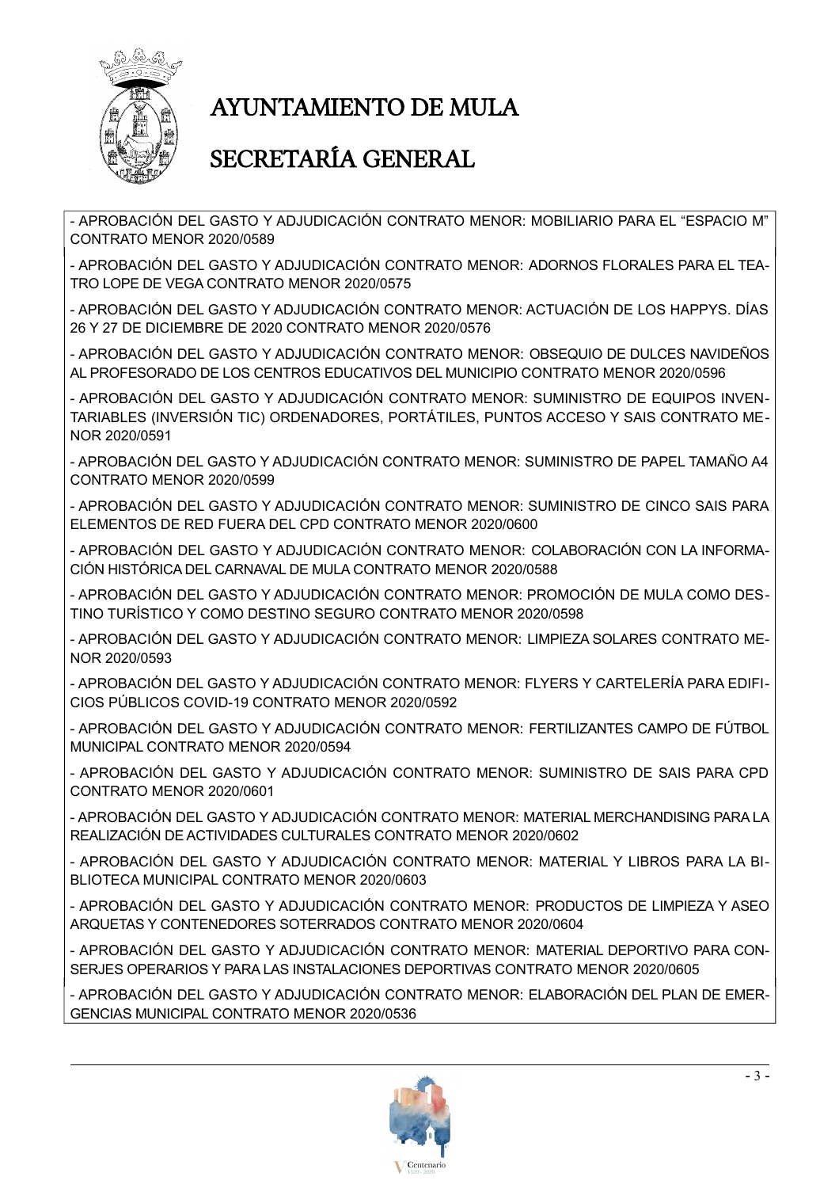- APROBACIÓN DEL GASTO Y ADJUDICACIÓN CONTRATO MENOR: MOBILIARIO PARA EL "ESPACIO M" CONTRATO MENOR 2020/0589

- APROBACIÓN DEL GASTO Y ADJUDICACIÓN CONTRATO MENOR: ADORNOS FLORALES PARA EL TEATRO LOPE DE VEGA CONTRATO MENOR 2020/0575

- APROBACIÓN DEL GASTO Y ADJUDICACIÓN CONTRATO MENOR: ACTUACIÓN DE LOS HAPPYS. DÍAS 26 Y 27 DE DICIEMBRE DE 2020 CONTRATO MENOR 2020/0576

- APROBACIÓN DEL GASTO Y ADJUDICACIÓN CONTRATO MENOR: OBSEQUIO DE DULCES NAVIDEÑOS AL PROFESORADO DE LOS CENTROS EDUCATIVOS DEL MUNICIPIO CONTRATO MENOR 2020/0596

- APROBACIÓN DEL GASTO Y ADJUDICACIÓN CONTRATO MENOR: SUMINISTRO DE EQUIPOS INVENTARIABLES (INVERSIÓN TIC) ORDENADORES, PORTÁTILES, PUNTOS ACCESO Y SAIS CONTRATO MENOR 2020/0591

- APROBACIÓN DEL GASTO Y ADJUDICACIÓN CONTRATO MENOR: SUMINISTRO DE PAPEL TAMAÑO A4 CONTRATO MENOR 2020/0599

- APROBACIÓN DEL GASTO Y ADJUDICACIÓN CONTRATO MENOR: SUMINISTRO DE CINCO SAIS PARA ELEMENTOS DE RED FUERA DEL CPD CONTRATO MENOR 2020/0600

- APROBACIÓN DEL GASTO Y ADJUDICACIÓN CONTRATO MENOR: COLABORACIÓN CON LA INFORMACIÓN HISTÓRICA DEL CARNAVAL DE MULA CONTRATO MENOR 2020/0588

- APROBACIÓN DEL GASTO Y ADJUDICACIÓN CONTRATO MENOR: PROMOCIÓN DE MULA COMO DESTINO TURÍSTICO Y COMO DESTINO SEGURO CONTRATO MENOR 2020/0598

- APROBACIÓN DEL GASTO Y ADJUDICACIÓN CONTRATO MENOR: LIMPIEZA SOLARES CONTRATO MENOR 2020/0593

- APROBACIÓN DEL GASTO Y ADJUDICACIÓN CONTRATO MENOR: FLYERS Y CARTELERÍA PARA EDIFICIOS PÚBLICOS COVID-19 CONTRATO MENOR 2020/0592

- APROBACIÓN DEL GASTO Y ADJUDICACIÓN CONTRATO MENOR: FERTILIZANTES CAMPO DE FÚTBOL MUNICIPAL CONTRATO MENOR 2020/0594

- APROBACIÓN DEL GASTO Y ADJUDICACIÓN CONTRATO MENOR: SUMINISTRO DE SAIS PARA CPD CONTRATO MENOR 2020/0601

- APROBACIÓN DEL GASTO Y ADJUDICACIÓN CONTRATO MENOR: MATERIAL MERCHANDISING PARA LA REALIZACIÓN DE ACTIVIDADES CULTURALES CONTRATO MENOR 2020/0602

- APROBACIÓN DEL GASTO Y ADJUDICACIÓN CONTRATO MENOR: MATERIAL Y LIBROS PARA LA BIBLIOTECA MUNICIPAL CONTRATO MENOR 2020/0603

- APROBACIÓN DEL GASTO Y ADJUDICACIÓN CONTRATO MENOR: PRODUCTOS DE LIMPIEZA Y ASEO ARQUETAS Y CONTENEDORES SOTERRADOS CONTRATO MENOR 2020/0604

- APROBACIÓN DEL GASTO Y ADJUDICACIÓN CONTRATO MENOR: MATERIAL DEPORTIVO PARA CONSERJES OPERARIOS Y PARA LAS INSTALACIONES DEPORTIVAS CONTRATO MENOR 2020/0605

- APROBACIÓN DEL GASTO Y ADJUDICACIÓN CONTRATO MENOR: ELABORACIÓN DEL PLAN DE EMERGENCIAS MUNICIPAL CONTRATO MENOR 2020/0536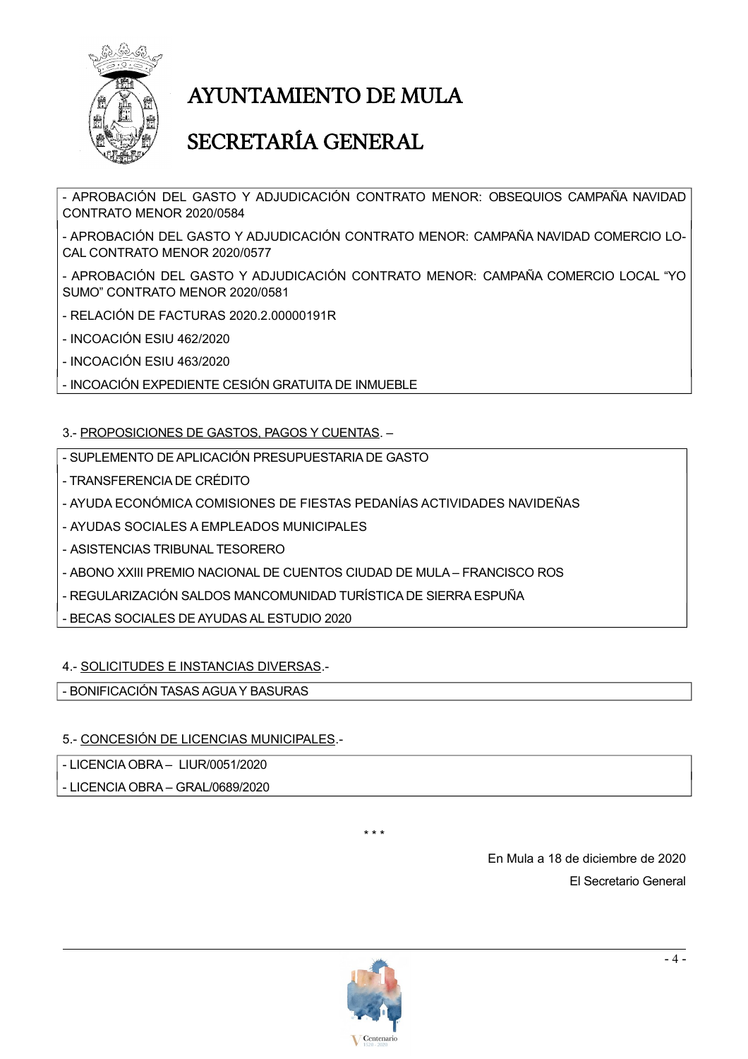# AYUNTAMIENTO DE MULA

## SECRETARÍA GENERAL

- APROBACIÓN DEL GASTO Y ADJUDICACIÓN CONTRATO MENOR: OBSEQUIOS CAMPAÑA NAVIDAD CONTRATO MENOR 2020/0584
- APROBACIÓN DEL GASTO Y ADJUDICACIÓN CONTRATO MENOR: CAMPAÑA NAVIDAD COMERCIO LOCAL CONTRATO MENOR 2020/0577
- APROBACIÓN DEL GASTO Y ADJUDICACIÓN CONTRATO MENOR: CAMPAÑA COMERCIO LOCAL "YO SUMO" CONTRATO MENOR 2020/0581
- RELACIÓN DE FACTURAS 2020.2.00000191R
- INCOACIÓN ESIU 462/2020
- INCOACIÓN ESIU 463/2020
- INCOACIÓN EXPEDIENTE CESIÓN GRATUITA DE INMUEBLE

3.- PROPOSICIONES DE GASTOS, PAGOS Y CUENTAS. –

- SUPLEMENTO DE APLICACIÓN PRESUPUESTARIA DE GASTO
- TRANSFERENCIA DE CRÉDITO
- AYUDA ECONÓMICA COMISIONES DE FIESTAS PEDANÍAS ACTIVIDADES NAVIDEÑAS
- AYUDAS SOCIALES A EMPLEADOS MUNICIPALES
- ASISTENCIAS TRIBUNAL TESORERO
- ABONO XXIII PREMIO NACIONAL DE CUENTOS CIUDAD DE MULA – FRANCISCO ROS
- REGULARIZACIÓN SALDOS MANCOMUNIDAD TURÍSTICA DE SIERRA ESPUÑA
- BECAS SOCIALES DE AYUDAS AL ESTUDIO 2020

4.- SOLICITUDES E INSTANCIAS DIVERSAS.-

- BONIFICACIÓN TASAS AGUA Y BASURAS

5.- CONCESIÓN DE LICENCIAS MUNICIPALES.-

- LICENCIA OBRA – LIUR/0051/2020
- LICENCIA OBRA – GRAL/0689/2020

\* \* \*

En Mula a 18 de diciembre de 2020

El Secretario General